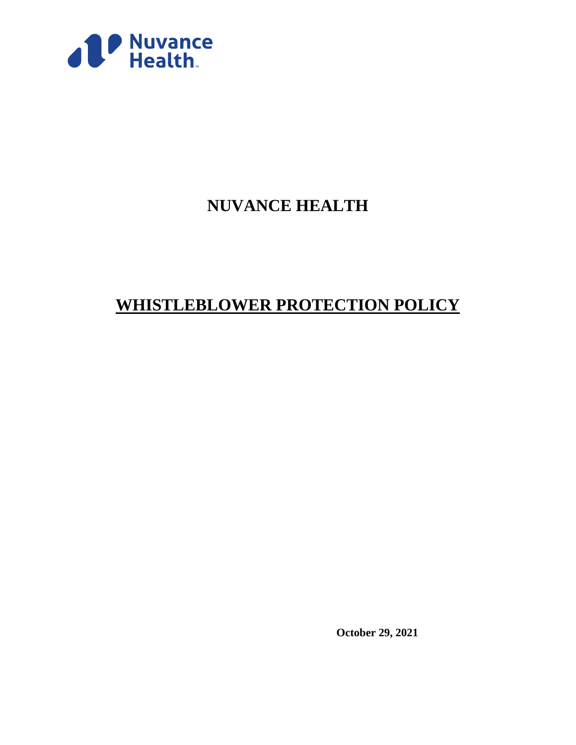Nuvance Health

# NUVANCE HEALTH

# WHISTLEBLOWER PROTECTION POLICY

**October 29, 2021**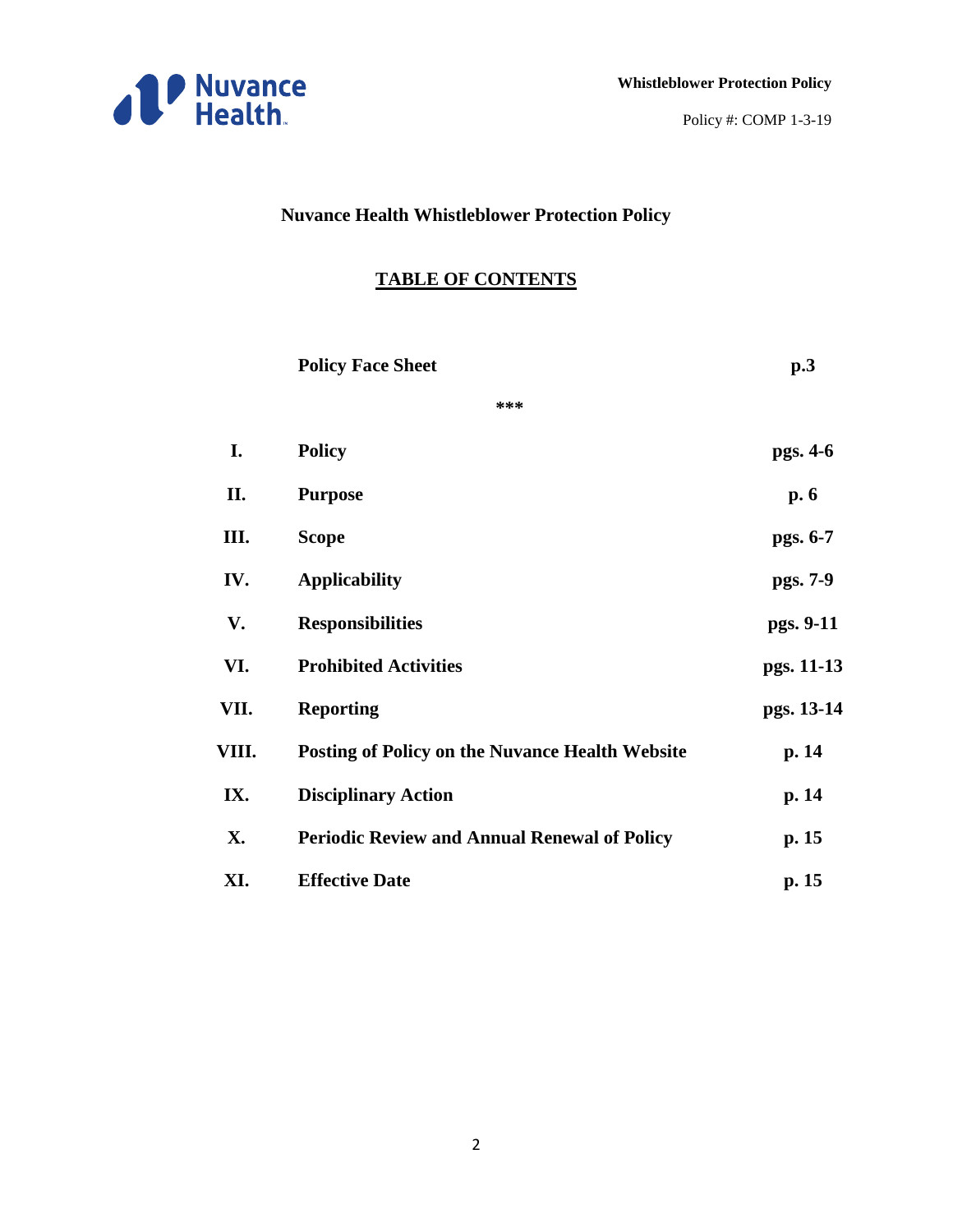# Nuvance Health Whistleblower Protection Policy

## TABLE OF CONTENTS

| | | |
|---|---|---|
| | **Policy Face Sheet** | **p.3** |
| | *** | |
| **I.** | **Policy** | **pgs. 4-6** |
| **II.** | **Purpose** | **p. 6** |
| **III.** | **Scope** | **pgs. 6-7** |
| **IV.** | **Applicability** | **pgs. 7-9** |
| **V.** | **Responsibilities** | **pgs. 9-11** |
| **VI.** | **Prohibited Activities** | **pgs. 11-13** |
| **VII.** | **Reporting** | **pgs. 13-14** |
| **VIII.** | **Posting of Policy on the Nuvance Health Website** | **p. 14** |
| **IX.** | **Disciplinary Action** | **p. 14** |
| **X.** | **Periodic Review and Annual Renewal of Policy** | **p. 15** |
| **XI.** | **Effective Date** | **p. 15** |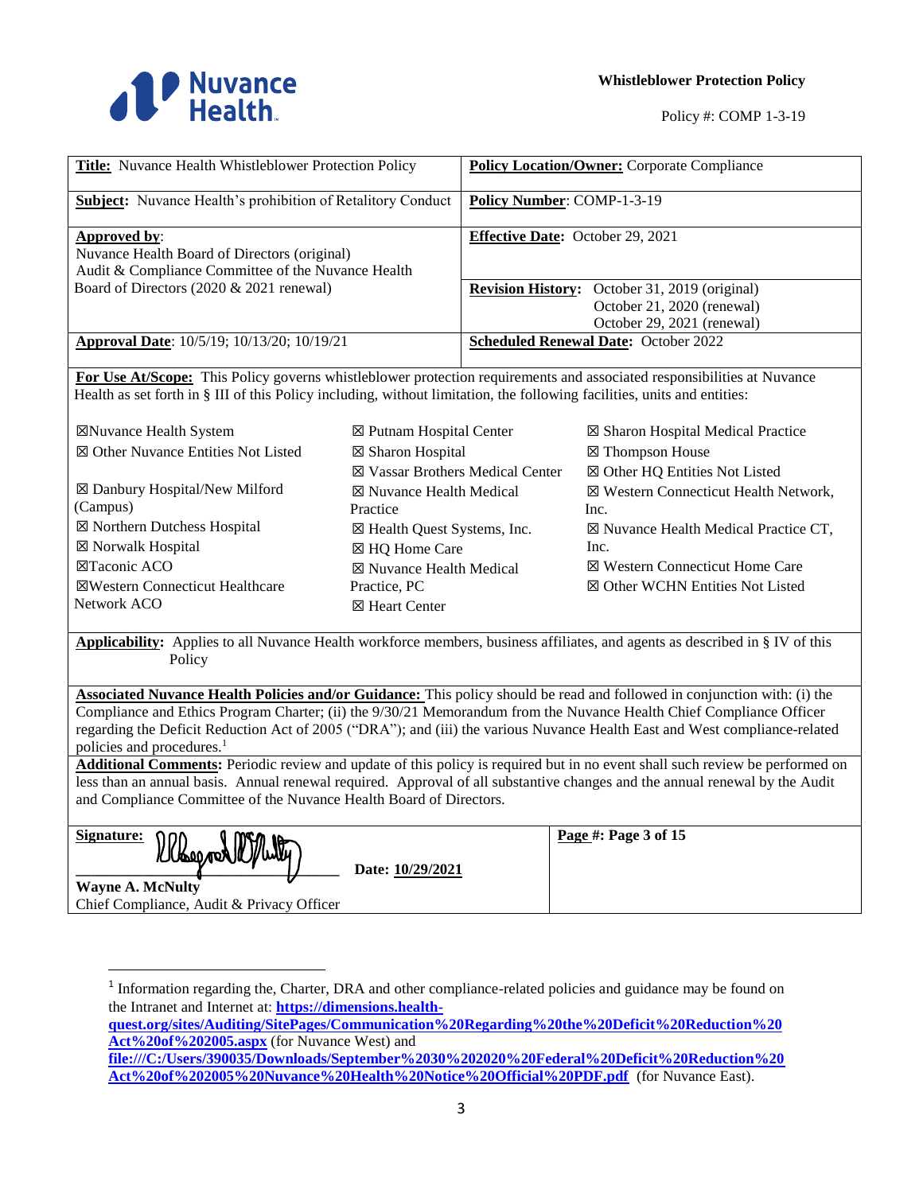**Whistleblower Protection Policy**

Policy #: COMP 1-3-19

| **Title:** Nuvance Health Whistleblower Protection Policy | **Policy Location/Owner:** Corporate Compliance |
|---|---|
| **Subject:** Nuvance Health's prohibition of Retalitory Conduct | **Policy Number**: COMP-1-3-19 |
| **Approved by**: Nuvance Health Board of Directors (original) Audit & Compliance Committee of the Nuvance Health Board of Directors (2020 & 2021 renewal) | **Effective Date:** October 29, 2021 |
| | **Revision History:** October 31, 2019 (original) October 21, 2020 (renewal) October 29, 2021 (renewal) |
| **Approval Date**: 10/5/19; 10/13/20; 10/19/21 | **Scheduled Renewal Date:** October 2022 |

**For Use At/Scope:** This Policy governs whistleblower protection requirements and associated responsibilities at Nuvance Health as set forth in § III of this Policy including, without limitation, the following facilities, units and entities:

| | | |
|---|---|---|
| ☒Nuvance Health System | ☒ Putnam Hospital Center | ☒ Sharon Hospital Medical Practice |
| ☒ Other Nuvance Entities Not Listed | ☒ Sharon Hospital | ☒ Thompson House |
| | ☒ Vassar Brothers Medical Center | ☒ Other HQ Entities Not Listed |
| ☒ Danbury Hospital/New Milford (Campus) | ☒ Nuvance Health Medical Practice | ☒ Western Connecticut Health Network, Inc. |
| ☒ Northern Dutchess Hospital | ☒ Health Quest Systems, Inc. | ☒ Nuvance Health Medical Practice CT, Inc. |
| ☒ Norwalk Hospital | ☒ HQ Home Care | ☒ Western Connecticut Home Care |
| ☒Taconic ACO | ☒ Nuvance Health Medical Practice, PC | ☒ Other WCHN Entities Not Listed |
| ☒Western Connecticut Healthcare Network ACO | ☒ Heart Center | |

**Applicability:** Applies to all Nuvance Health workforce members, business affiliates, and agents as described in § IV of this Policy

**Associated Nuvance Health Policies and/or Guidance:** This policy should be read and followed in conjunction with: (i) the Compliance and Ethics Program Charter; (ii) the 9/30/21 Memorandum from the Nuvance Health Chief Compliance Officer regarding the Deficit Reduction Act of 2005 ("DRA"); and (iii) the various Nuvance Health East and West compliance-related policies and procedures.[1]

**Additional Comments:** Periodic review and update of this policy is required but in no event shall such review be performed on less than an annual basis. Annual renewal required. Approval of all substantive changes and the annual renewal by the Audit and Compliance Committee of the Nuvance Health Board of Directors.

| **Signature:** [signature] Date: 10/29/2021 **Wayne A. McNulty** Chief Compliance, Audit & Privacy Officer | **Page #: Page 3 of 15** |
|---|---|

[1] Information regarding the, Charter, DRA and other compliance-related policies and guidance may be found on the Intranet and Internet at: **https://dimensions.health-quest.org/sites/Auditing/SitePages/Communication%20Regarding%20the%20Deficit%20Reduction%20Act%20of%202005.aspx** (for Nuvance West) and **file:///C:/Users/390035/Downloads/September%2030%202020%20Federal%20Deficit%20Reduction%20Act%20of%202005%20Nuvance%20Health%20Notice%20Official%20PDF.pdf** (for Nuvance East).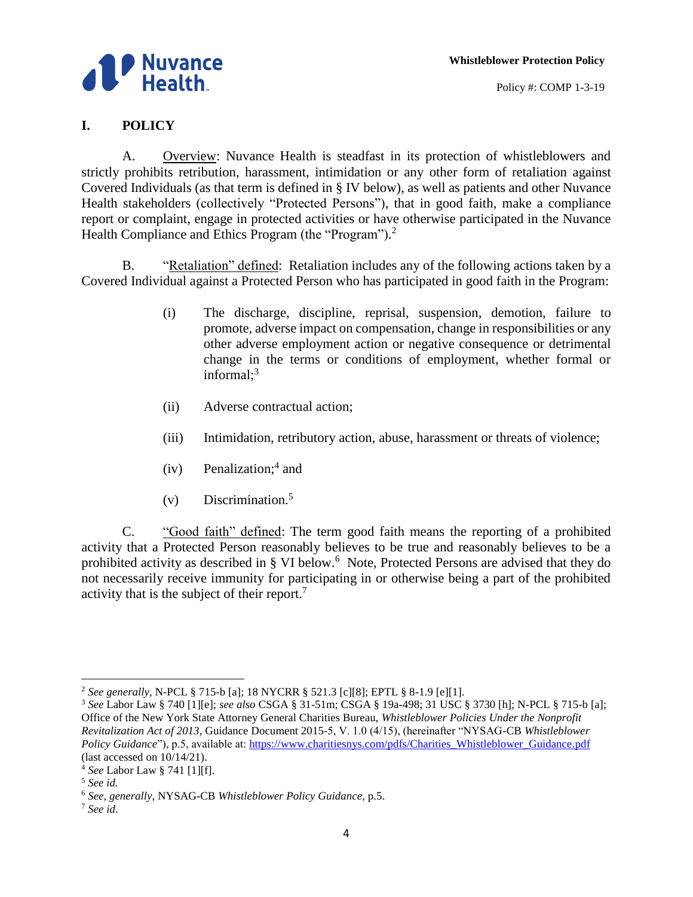## I. POLICY

A. Overview: Nuvance Health is steadfast in its protection of whistleblowers and strictly prohibits retribution, harassment, intimidation or any other form of retaliation against Covered Individuals (as that term is defined in § IV below), as well as patients and other Nuvance Health stakeholders (collectively "Protected Persons"), that in good faith, make a compliance report or complaint, engage in protected activities or have otherwise participated in the Nuvance Health Compliance and Ethics Program (the "Program").[2]

B. "Retaliation" defined: Retaliation includes any of the following actions taken by a Covered Individual against a Protected Person who has participated in good faith in the Program:

(i) The discharge, discipline, reprisal, suspension, demotion, failure to promote, adverse impact on compensation, change in responsibilities or any other adverse employment action or negative consequence or detrimental change in the terms or conditions of employment, whether formal or informal;[3]

(ii) Adverse contractual action;

(iii) Intimidation, retributory action, abuse, harassment or threats of violence;

(iv) Penalization;[4] and

(v) Discrimination.[5]

C. "Good faith" defined: The term good faith means the reporting of a prohibited activity that a Protected Person reasonably believes to be true and reasonably believes to be a prohibited activity as described in § VI below.[6] Note, Protected Persons are advised that they do not necessarily receive immunity for participating in or otherwise being a part of the prohibited activity that is the subject of their report.[7]

---

[2] *See generally*, N-PCL § 715-b [a]; 18 NYCRR § 521.3 [c][8]; EPTL § 8-1.9 [e][1].

[3] *See* Labor Law § 740 [1][e]; *see also* CSGA § 31-51m; CSGA § 19a-498; 31 USC § 3730 [h]; N-PCL § 715-b [a]; Office of the New York State Attorney General Charities Bureau, *Whistleblower Policies Under the Nonprofit Revitalization Act of 2013*, Guidance Document 2015-5, V. 1.0 (4/15), (hereinafter "NYSAG-CB *Whistleblower Policy Guidance*"), p.5, available at: https://www.charitiesnys.com/pdfs/Charities_Whistleblower_Guidance.pdf (last accessed on 10/14/21).

[4] *See* Labor Law § 741 [1][f].

[5] *See id.*

[6] *See, generally*, NYSAG-CB *Whistleblower Policy Guidance*, p.5.

[7] *See id*.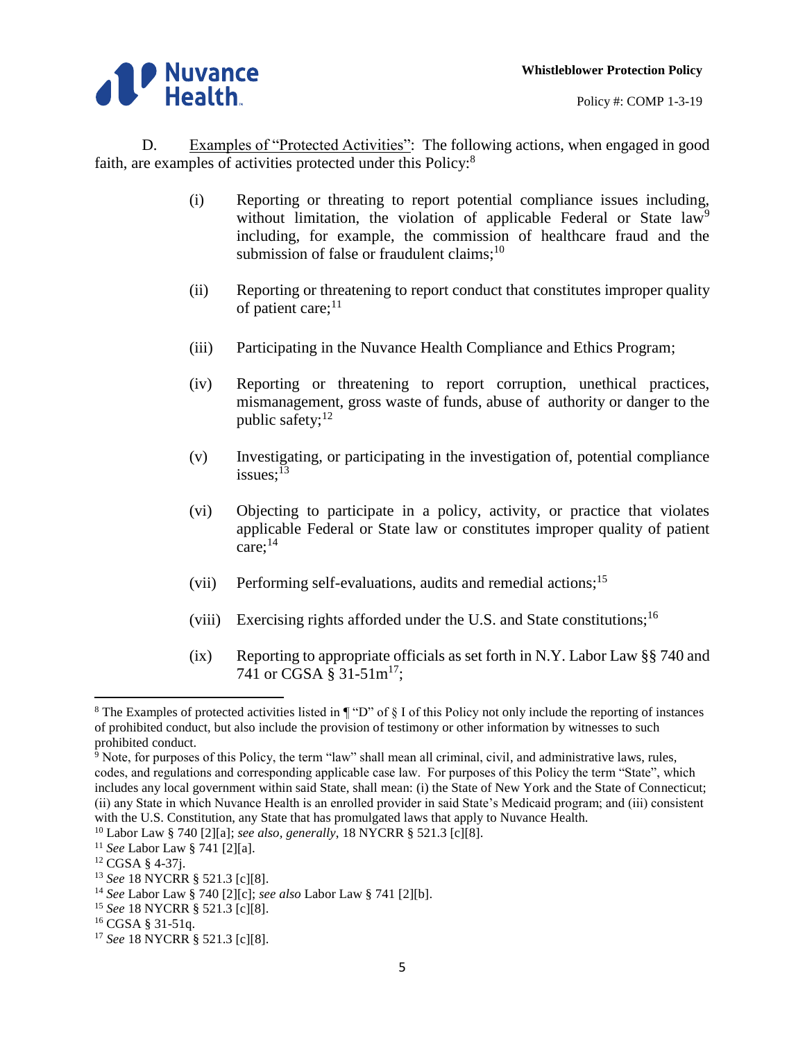D. <u>Examples of "Protected Activities"</u>: The following actions, when engaged in good faith, are examples of activities protected under this Policy:[8]

(i) Reporting or threating to report potential compliance issues including, without limitation, the violation of applicable Federal or State law[9] including, for example, the commission of healthcare fraud and the submission of false or fraudulent claims;[10]

(ii) Reporting or threatening to report conduct that constitutes improper quality of patient care;[11]

(iii) Participating in the Nuvance Health Compliance and Ethics Program;

(iv) Reporting or threatening to report corruption, unethical practices, mismanagement, gross waste of funds, abuse of authority or danger to the public safety;[12]

(v) Investigating, or participating in the investigation of, potential compliance issues;[13]

(vi) Objecting to participate in a policy, activity, or practice that violates applicable Federal or State law or constitutes improper quality of patient care;[14]

(vii) Performing self-evaluations, audits and remedial actions;[15]

(viii) Exercising rights afforded under the U.S. and State constitutions;[16]

(ix) Reporting to appropriate officials as set forth in N.Y. Labor Law §§ 740 and 741 or CGSA § 31-51m[17];

---

[8] The Examples of protected activities listed in ¶ "D" of § I of this Policy not only include the reporting of instances of prohibited conduct, but also include the provision of testimony or other information by witnesses to such prohibited conduct.

[9] Note, for purposes of this Policy, the term "law" shall mean all criminal, civil, and administrative laws, rules, codes, and regulations and corresponding applicable case law. For purposes of this Policy the term "State", which includes any local government within said State, shall mean: (i) the State of New York and the State of Connecticut; (ii) any State in which Nuvance Health is an enrolled provider in said State's Medicaid program; and (iii) consistent with the U.S. Constitution, any State that has promulgated laws that apply to Nuvance Health.

[10] Labor Law § 740 [2][a]; *see also, generally*, 18 NYCRR § 521.3 [c][8].

[11] *See* Labor Law § 741 [2][a].

[12] CGSA § 4-37j.

[13] *See* 18 NYCRR § 521.3 [c][8].

[14] *See* Labor Law § 740 [2][c]; *see also* Labor Law § 741 [2][b].

[15] *See* 18 NYCRR § 521.3 [c][8].

[16] CGSA § 31-51q.

[17] *See* 18 NYCRR § 521.3 [c][8].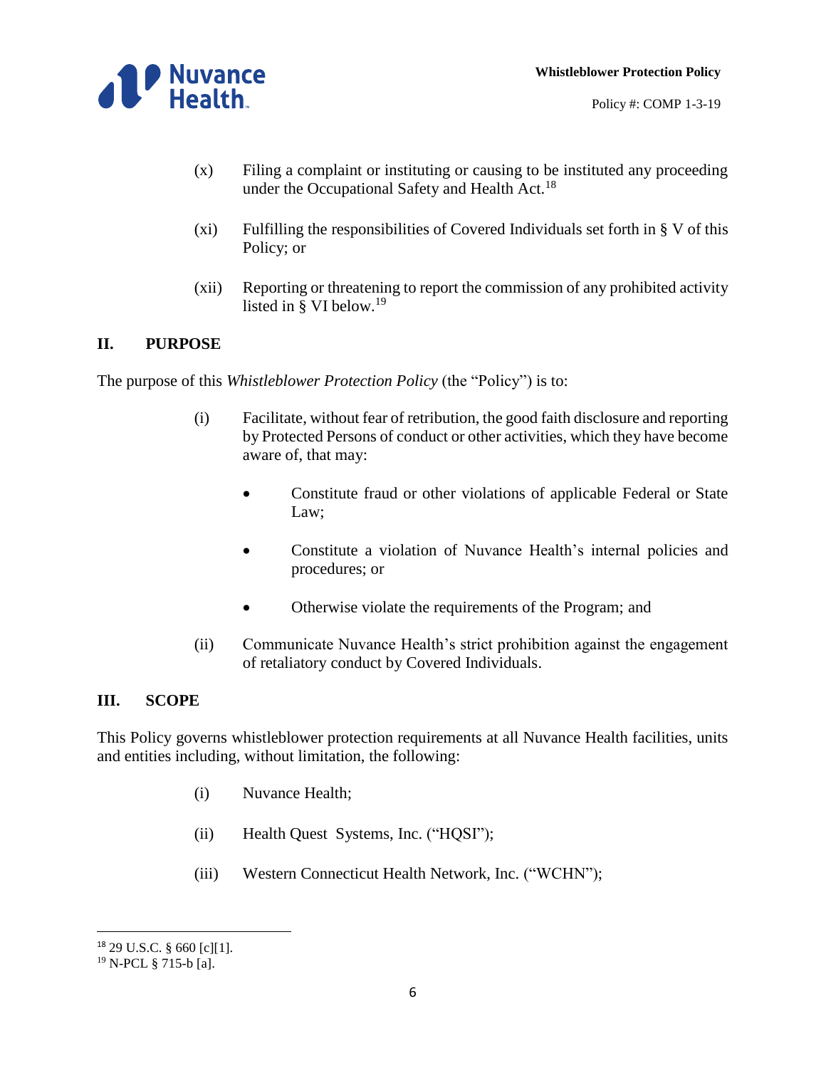(x) Filing a complaint or instituting or causing to be instituted any proceeding under the Occupational Safety and Health Act.[18]

(xi) Fulfilling the responsibilities of Covered Individuals set forth in § V of this Policy; or

(xii) Reporting or threatening to report the commission of any prohibited activity listed in § VI below.[19]

## II. PURPOSE

The purpose of this *Whistleblower Protection Policy* (the "Policy") is to:

(i) Facilitate, without fear of retribution, the good faith disclosure and reporting by Protected Persons of conduct or other activities, which they have become aware of, that may:

- Constitute fraud or other violations of applicable Federal or State Law;
- Constitute a violation of Nuvance Health's internal policies and procedures; or
- Otherwise violate the requirements of the Program; and

(ii) Communicate Nuvance Health's strict prohibition against the engagement of retaliatory conduct by Covered Individuals.

## III. SCOPE

This Policy governs whistleblower protection requirements at all Nuvance Health facilities, units and entities including, without limitation, the following:

(i) Nuvance Health;

(ii) Health Quest Systems, Inc. ("HQSI");

(iii) Western Connecticut Health Network, Inc. ("WCHN");

---

[18] 29 U.S.C. § 660 [c][1].

[19] N-PCL § 715-b [a].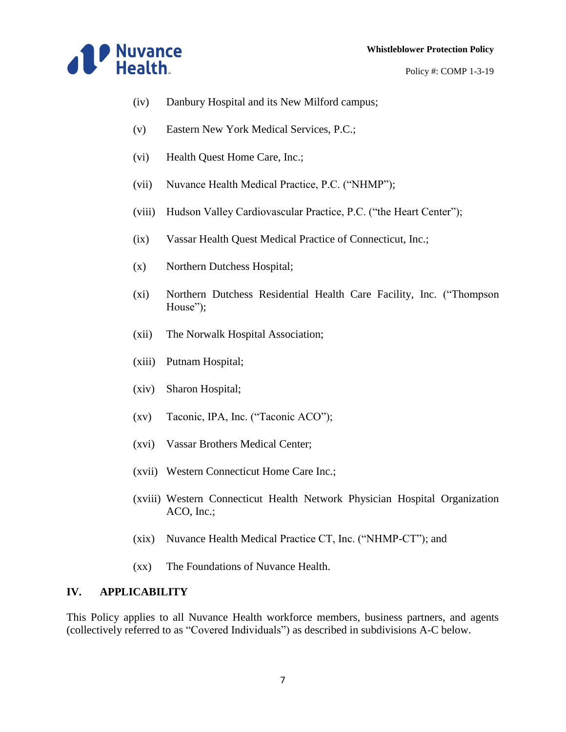(iv) Danbury Hospital and its New Milford campus;

(v) Eastern New York Medical Services, P.C.;

(vi) Health Quest Home Care, Inc.;

(vii) Nuvance Health Medical Practice, P.C. ("NHMP");

(viii) Hudson Valley Cardiovascular Practice, P.C. ("the Heart Center");

(ix) Vassar Health Quest Medical Practice of Connecticut, Inc.;

(x) Northern Dutchess Hospital;

(xi) Northern Dutchess Residential Health Care Facility, Inc. ("Thompson House");

(xii) The Norwalk Hospital Association;

(xiii) Putnam Hospital;

(xiv) Sharon Hospital;

(xv) Taconic, IPA, Inc. ("Taconic ACO");

(xvi) Vassar Brothers Medical Center;

(xvii) Western Connecticut Home Care Inc.;

(xviii) Western Connecticut Health Network Physician Hospital Organization ACO, Inc.;

(xix) Nuvance Health Medical Practice CT, Inc. ("NHMP-CT"); and

(xx) The Foundations of Nuvance Health.

## IV. APPLICABILITY

This Policy applies to all Nuvance Health workforce members, business partners, and agents (collectively referred to as "Covered Individuals") as described in subdivisions A-C below.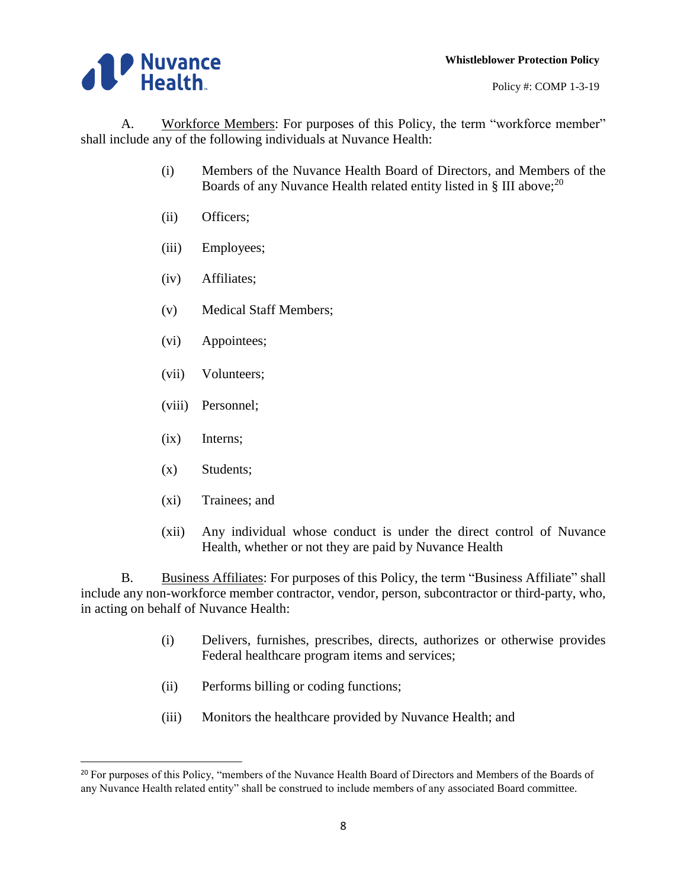A. Workforce Members: For purposes of this Policy, the term "workforce member" shall include any of the following individuals at Nuvance Health:

- (i) Members of the Nuvance Health Board of Directors, and Members of the Boards of any Nuvance Health related entity listed in § III above;[20]
- (ii) Officers;
- (iii) Employees;
- (iv) Affiliates;
- (v) Medical Staff Members;
- (vi) Appointees;
- (vii) Volunteers;
- (viii) Personnel;
- (ix) Interns;
- (x) Students;
- (xi) Trainees; and
- (xii) Any individual whose conduct is under the direct control of Nuvance Health, whether or not they are paid by Nuvance Health

B. Business Affiliates: For purposes of this Policy, the term "Business Affiliate" shall include any non-workforce member contractor, vendor, person, subcontractor or third-party, who, in acting on behalf of Nuvance Health:

- (i) Delivers, furnishes, prescribes, directs, authorizes or otherwise provides Federal healthcare program items and services;
- (ii) Performs billing or coding functions;
- (iii) Monitors the healthcare provided by Nuvance Health; and

[20] For purposes of this Policy, "members of the Nuvance Health Board of Directors and Members of the Boards of any Nuvance Health related entity" shall be construed to include members of any associated Board committee.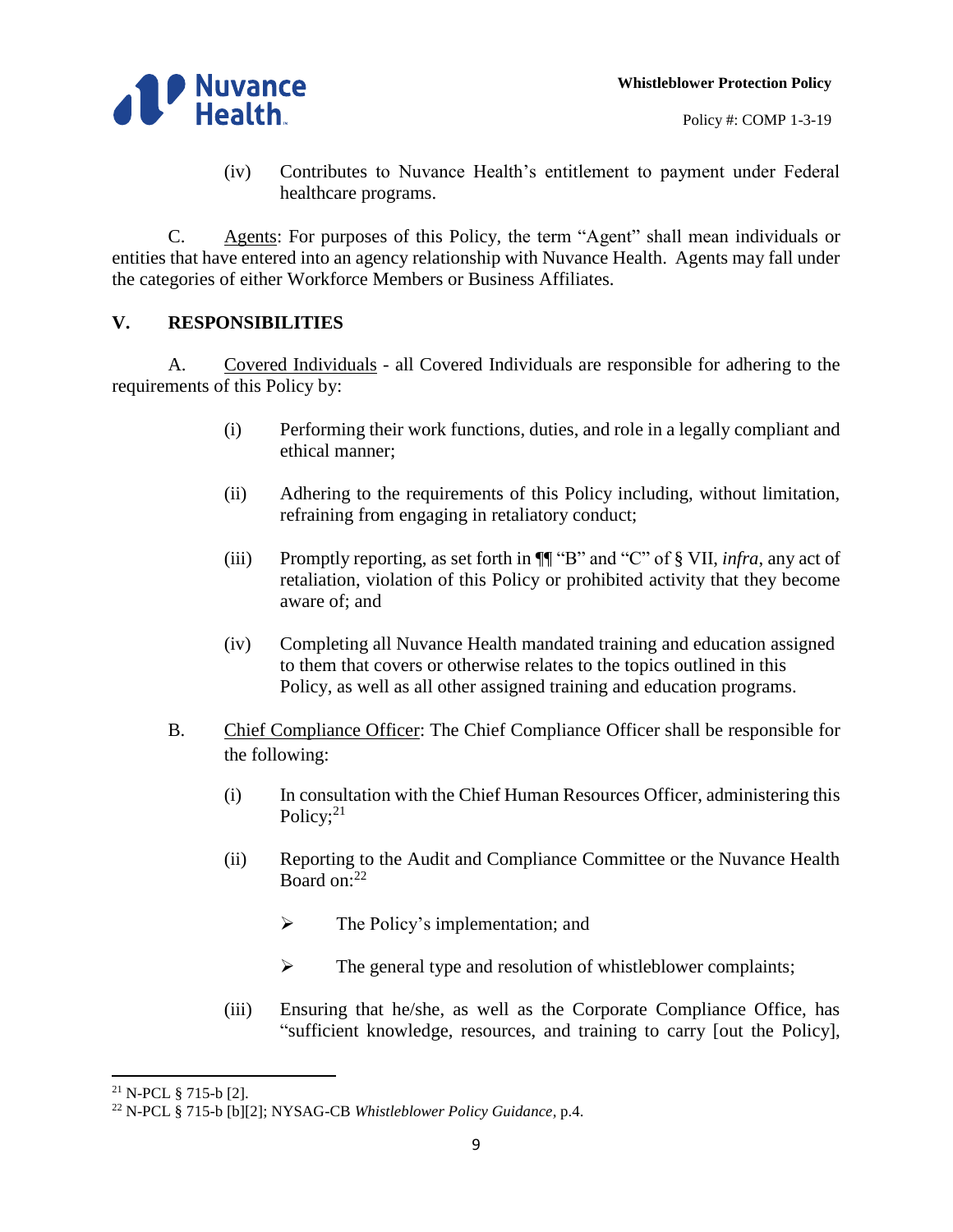(iv) Contributes to Nuvance Health's entitlement to payment under Federal healthcare programs.

C. Agents: For purposes of this Policy, the term "Agent" shall mean individuals or entities that have entered into an agency relationship with Nuvance Health. Agents may fall under the categories of either Workforce Members or Business Affiliates.

## V. RESPONSIBILITIES

A. Covered Individuals - all Covered Individuals are responsible for adhering to the requirements of this Policy by:

(i) Performing their work functions, duties, and role in a legally compliant and ethical manner;

(ii) Adhering to the requirements of this Policy including, without limitation, refraining from engaging in retaliatory conduct;

(iii) Promptly reporting, as set forth in ¶¶ "B" and "C" of § VII, *infra*, any act of retaliation, violation of this Policy or prohibited activity that they become aware of; and

(iv) Completing all Nuvance Health mandated training and education assigned to them that covers or otherwise relates to the topics outlined in this Policy, as well as all other assigned training and education programs.

B. Chief Compliance Officer: The Chief Compliance Officer shall be responsible for the following:

(i) In consultation with the Chief Human Resources Officer, administering this Policy;[21]

(ii) Reporting to the Audit and Compliance Committee or the Nuvance Health Board on:[22]

- The Policy's implementation; and
- The general type and resolution of whistleblower complaints;

(iii) Ensuring that he/she, as well as the Corporate Compliance Office, has "sufficient knowledge, resources, and training to carry [out the Policy],

---

[21] N-PCL § 715-b [2].

[22] N-PCL § 715-b [b][2]; NYSAG-CB *Whistleblower Policy Guidance*, p.4.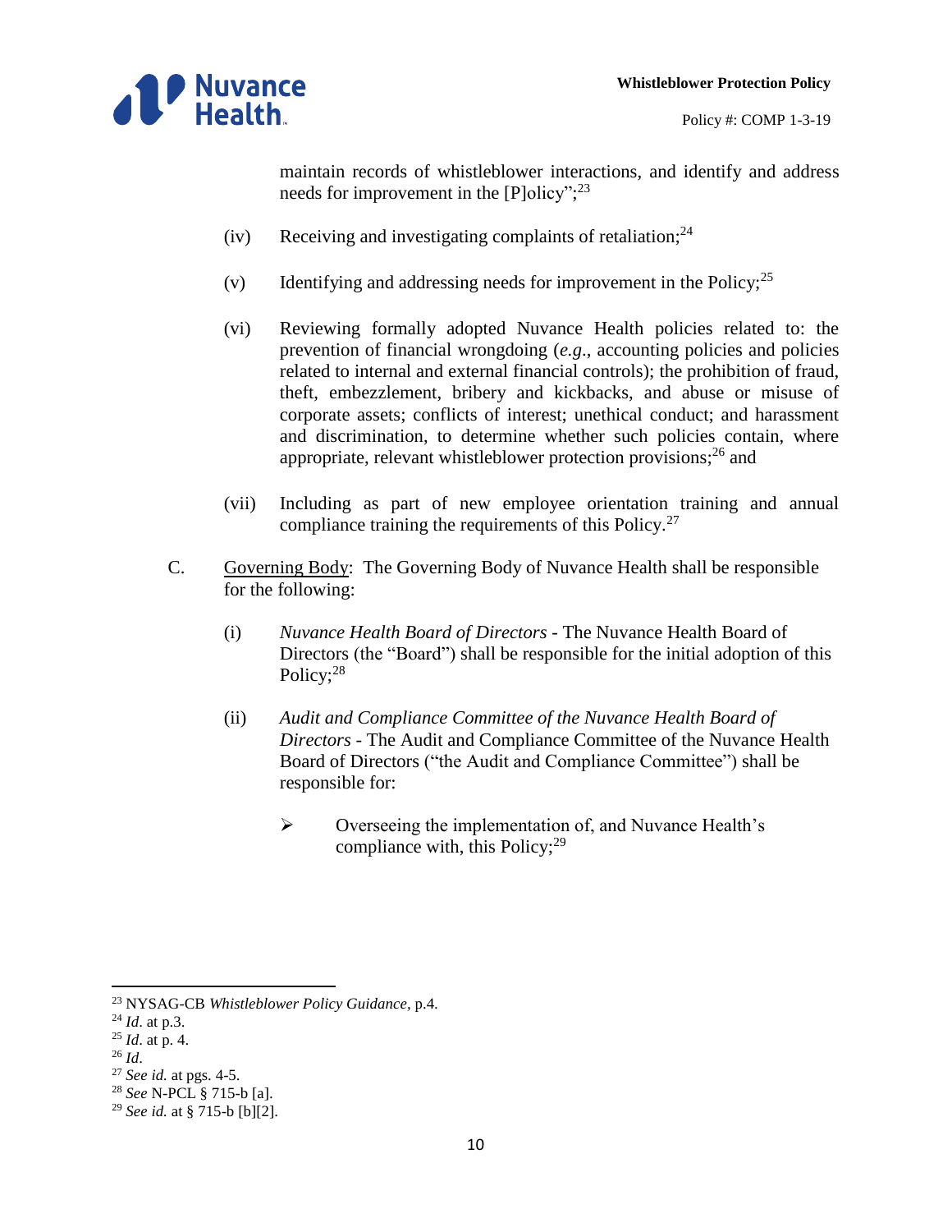maintain records of whistleblower interactions, and identify and address needs for improvement in the [P]olicy";[23]

(iv) Receiving and investigating complaints of retaliation;[24]

(v) Identifying and addressing needs for improvement in the Policy;[25]

(vi) Reviewing formally adopted Nuvance Health policies related to: the prevention of financial wrongdoing (*e.g*., accounting policies and policies related to internal and external financial controls); the prohibition of fraud, theft, embezzlement, bribery and kickbacks, and abuse or misuse of corporate assets; conflicts of interest; unethical conduct; and harassment and discrimination, to determine whether such policies contain, where appropriate, relevant whistleblower protection provisions;[26] and

(vii) Including as part of new employee orientation training and annual compliance training the requirements of this Policy.[27]

C. Governing Body: The Governing Body of Nuvance Health shall be responsible for the following:

(i) *Nuvance Health Board of Directors* - The Nuvance Health Board of Directors (the "Board") shall be responsible for the initial adoption of this Policy;[28]

(ii) *Audit and Compliance Committee of the Nuvance Health Board of Directors* - The Audit and Compliance Committee of the Nuvance Health Board of Directors ("the Audit and Compliance Committee") shall be responsible for:

- Overseeing the implementation of, and Nuvance Health's compliance with, this Policy;[29]

---

[23] NYSAG-CB *Whistleblower Policy Guidance*, p.4.
[24] *Id*. at p.3.
[25] *Id*. at p. 4.
[26] *Id*.
[27] *See id.* at pgs. 4-5.
[28] *See* N-PCL § 715-b [a].
[29] *See id.* at § 715-b [b][2].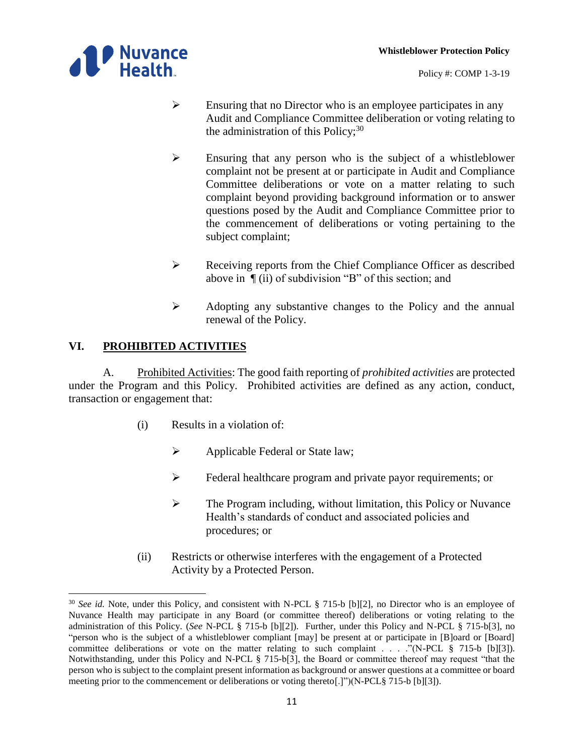- Ensuring that no Director who is an employee participates in any Audit and Compliance Committee deliberation or voting relating to the administration of this Policy;[30]

- Ensuring that any person who is the subject of a whistleblower complaint not be present at or participate in Audit and Compliance Committee deliberations or vote on a matter relating to such complaint beyond providing background information or to answer questions posed by the Audit and Compliance Committee prior to the commencement of deliberations or voting pertaining to the subject complaint;

- Receiving reports from the Chief Compliance Officer as described above in ¶ (ii) of subdivision "B" of this section; and

- Adopting any substantive changes to the Policy and the annual renewal of the Policy.

## VI. PROHIBITED ACTIVITIES

A. Prohibited Activities: The good faith reporting of *prohibited activities* are protected under the Program and this Policy. Prohibited activities are defined as any action, conduct, transaction or engagement that:

(i) Results in a violation of:

- Applicable Federal or State law;
- Federal healthcare program and private payor requirements; or
- The Program including, without limitation, this Policy or Nuvance Health's standards of conduct and associated policies and procedures; or

(ii) Restricts or otherwise interferes with the engagement of a Protected Activity by a Protected Person.

---

[30] *See id.* Note, under this Policy, and consistent with N-PCL § 715-b [b][2], no Director who is an employee of Nuvance Health may participate in any Board (or committee thereof) deliberations or voting relating to the administration of this Policy. (*See* N-PCL § 715-b [b][2]). Further, under this Policy and N-PCL § 715-b[3], no "person who is the subject of a whistleblower compliant [may] be present at or participate in [B]oard or [Board] committee deliberations or vote on the matter relating to such complaint . . . ."(N-PCL § 715-b [b][3]). Notwithstanding, under this Policy and N-PCL § 715-b[3], the Board or committee thereof may request "that the person who is subject to the complaint present information as background or answer questions at a committee or board meeting prior to the commencement or deliberations or voting thereto[.]")(N-PCL§ 715-b [b][3]).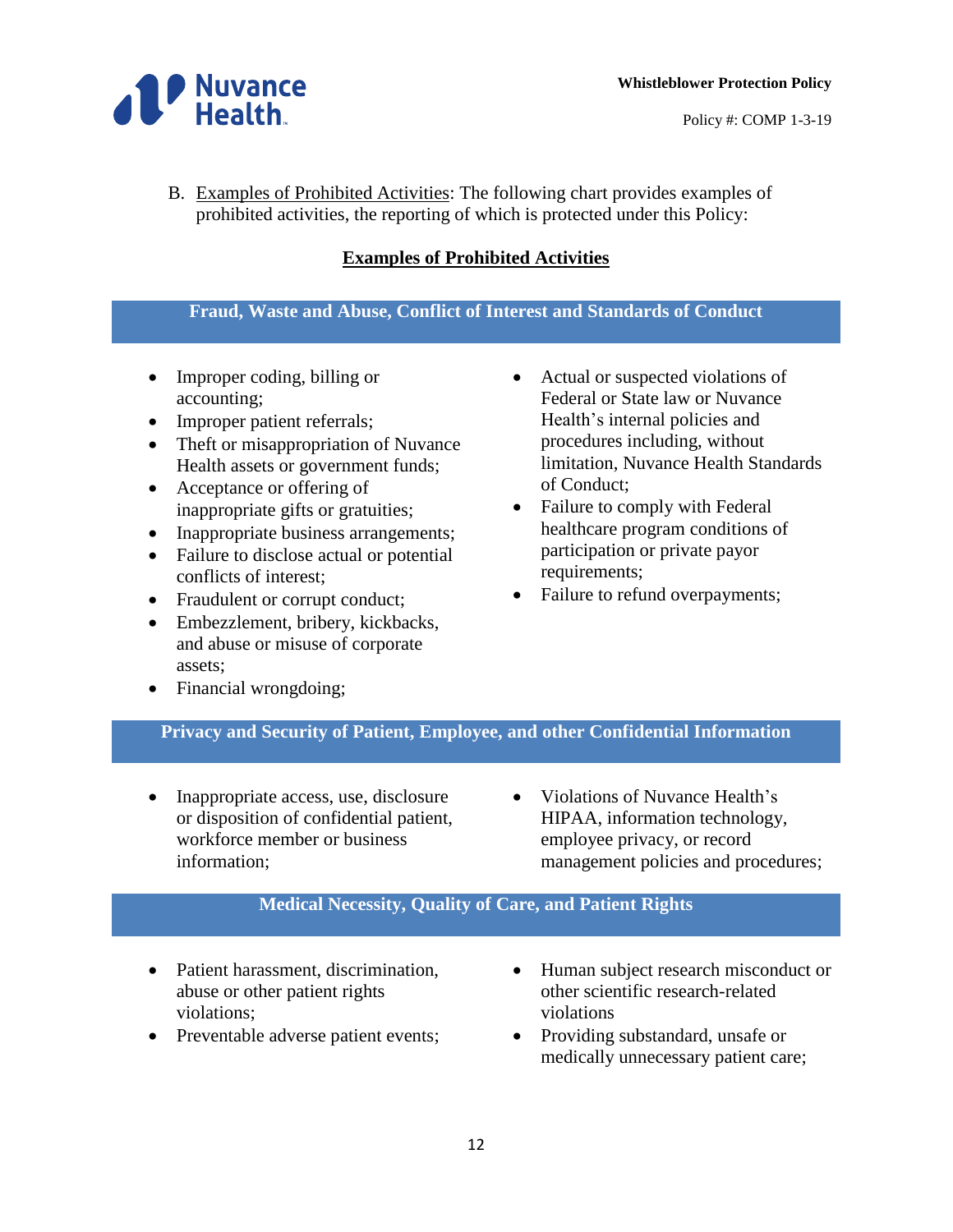B. Examples of Prohibited Activities: The following chart provides examples of prohibited activities, the reporting of which is protected under this Policy:

**Examples of Prohibited Activities**

### Fraud, Waste and Abuse, Conflict of Interest and Standards of Conduct

- Improper coding, billing or accounting;
- Improper patient referrals;
- Theft or misappropriation of Nuvance Health assets or government funds;
- Acceptance or offering of inappropriate gifts or gratuities;
- Inappropriate business arrangements;
- Failure to disclose actual or potential conflicts of interest;
- Fraudulent or corrupt conduct;
- Embezzlement, bribery, kickbacks, and abuse or misuse of corporate assets;
- Financial wrongdoing;
- Actual or suspected violations of Federal or State law or Nuvance Health's internal policies and procedures including, without limitation, Nuvance Health Standards of Conduct;
- Failure to comply with Federal healthcare program conditions of participation or private payor requirements;
- Failure to refund overpayments;

### Privacy and Security of Patient, Employee, and other Confidential Information

- Inappropriate access, use, disclosure or disposition of confidential patient, workforce member or business information;
- Violations of Nuvance Health's HIPAA, information technology, employee privacy, or record management policies and procedures;

### Medical Necessity, Quality of Care, and Patient Rights

- Patient harassment, discrimination, abuse or other patient rights violations;
- Preventable adverse patient events;
- Human subject research misconduct or other scientific research-related violations
- Providing substandard, unsafe or medically unnecessary patient care;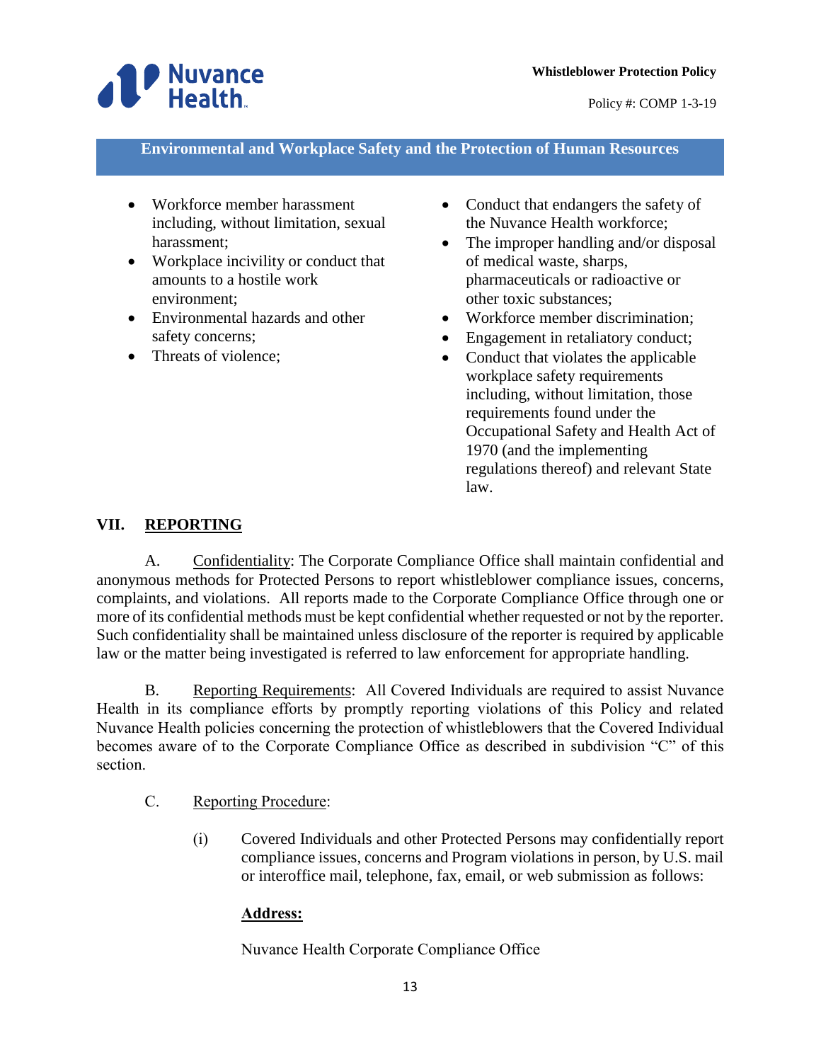**Environmental and Workplace Safety and the Protection of Human Resources**

- Workforce member harassment including, without limitation, sexual harassment;
- Workplace incivility or conduct that amounts to a hostile work environment;
- Environmental hazards and other safety concerns;
- Threats of violence;
- Conduct that endangers the safety of the Nuvance Health workforce;
- The improper handling and/or disposal of medical waste, sharps, pharmaceuticals or radioactive or other toxic substances;
- Workforce member discrimination;
- Engagement in retaliatory conduct;
- Conduct that violates the applicable workplace safety requirements including, without limitation, those requirements found under the Occupational Safety and Health Act of 1970 (and the implementing regulations thereof) and relevant State law.

## VII. REPORTING

A. Confidentiality: The Corporate Compliance Office shall maintain confidential and anonymous methods for Protected Persons to report whistleblower compliance issues, concerns, complaints, and violations. All reports made to the Corporate Compliance Office through one or more of its confidential methods must be kept confidential whether requested or not by the reporter. Such confidentiality shall be maintained unless disclosure of the reporter is required by applicable law or the matter being investigated is referred to law enforcement for appropriate handling.

B. Reporting Requirements: All Covered Individuals are required to assist Nuvance Health in its compliance efforts by promptly reporting violations of this Policy and related Nuvance Health policies concerning the protection of whistleblowers that the Covered Individual becomes aware of to the Corporate Compliance Office as described in subdivision "C" of this section.

C. Reporting Procedure:

(i) Covered Individuals and other Protected Persons may confidentially report compliance issues, concerns and Program violations in person, by U.S. mail or interoffice mail, telephone, fax, email, or web submission as follows:

**Address:**

Nuvance Health Corporate Compliance Office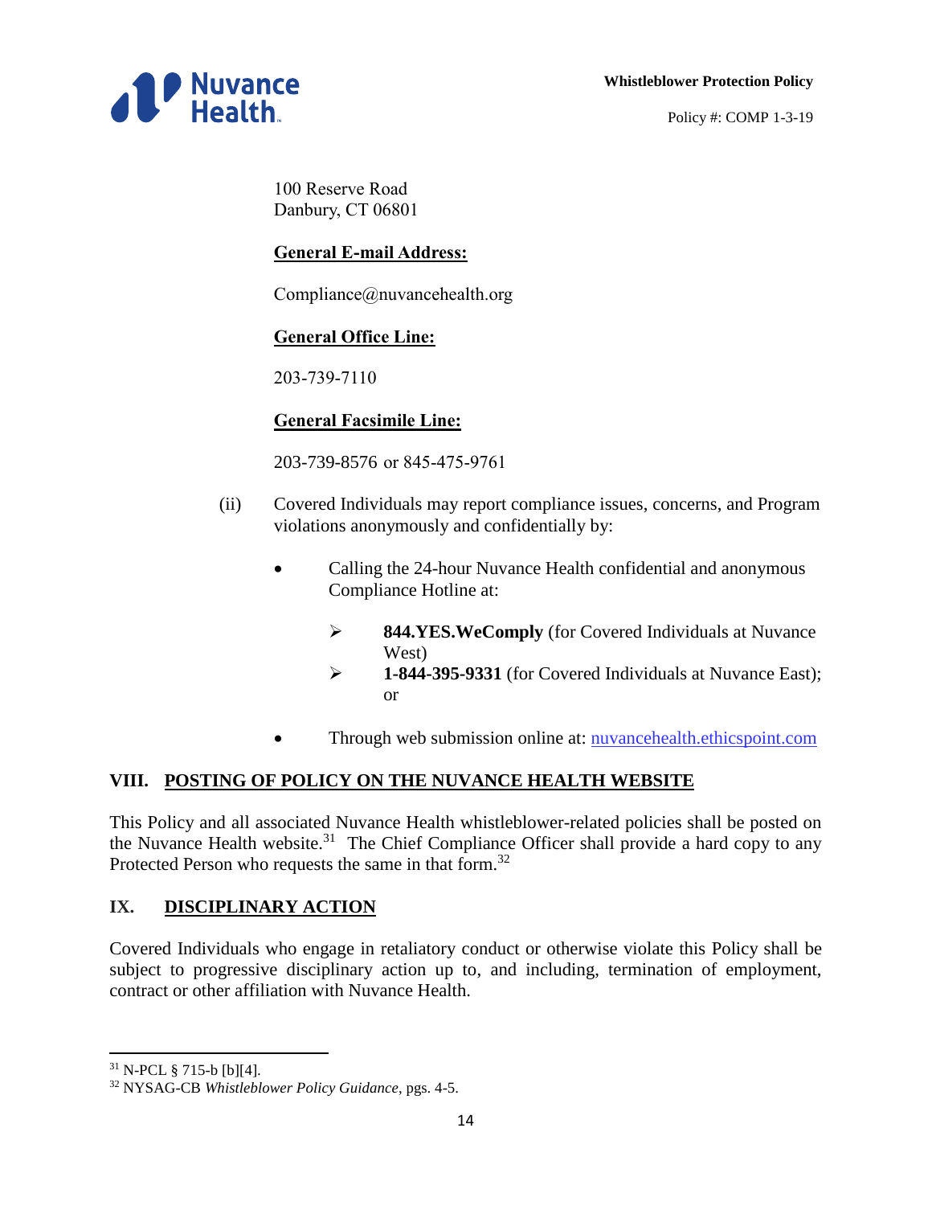100 Reserve Road
Danbury, CT 06801

**General E-mail Address:**

Compliance@nuvancehealth.org

**General Office Line:**

203-739-7110

**General Facsimile Line:**

203-739-8576 or 845-475-9761

(ii) Covered Individuals may report compliance issues, concerns, and Program violations anonymously and confidentially by:

- Calling the 24-hour Nuvance Health confidential and anonymous Compliance Hotline at:
  - **844.YES.WeComply** (for Covered Individuals at Nuvance West)
  - **1-844-395-9331** (for Covered Individuals at Nuvance East); or
- Through web submission online at: [nuvancehealth.ethicspoint.com](nuvancehealth.ethicspoint.com)

## VIII. POSTING OF POLICY ON THE NUVANCE HEALTH WEBSITE

This Policy and all associated Nuvance Health whistleblower-related policies shall be posted on the Nuvance Health website.[31] The Chief Compliance Officer shall provide a hard copy to any Protected Person who requests the same in that form.[32]

## IX. DISCIPLINARY ACTION

Covered Individuals who engage in retaliatory conduct or otherwise violate this Policy shall be subject to progressive disciplinary action up to, and including, termination of employment, contract or other affiliation with Nuvance Health.

---

[31] N-PCL § 715-b [b][4].

[32] NYSAG-CB *Whistleblower Policy Guidance*, pgs. 4-5.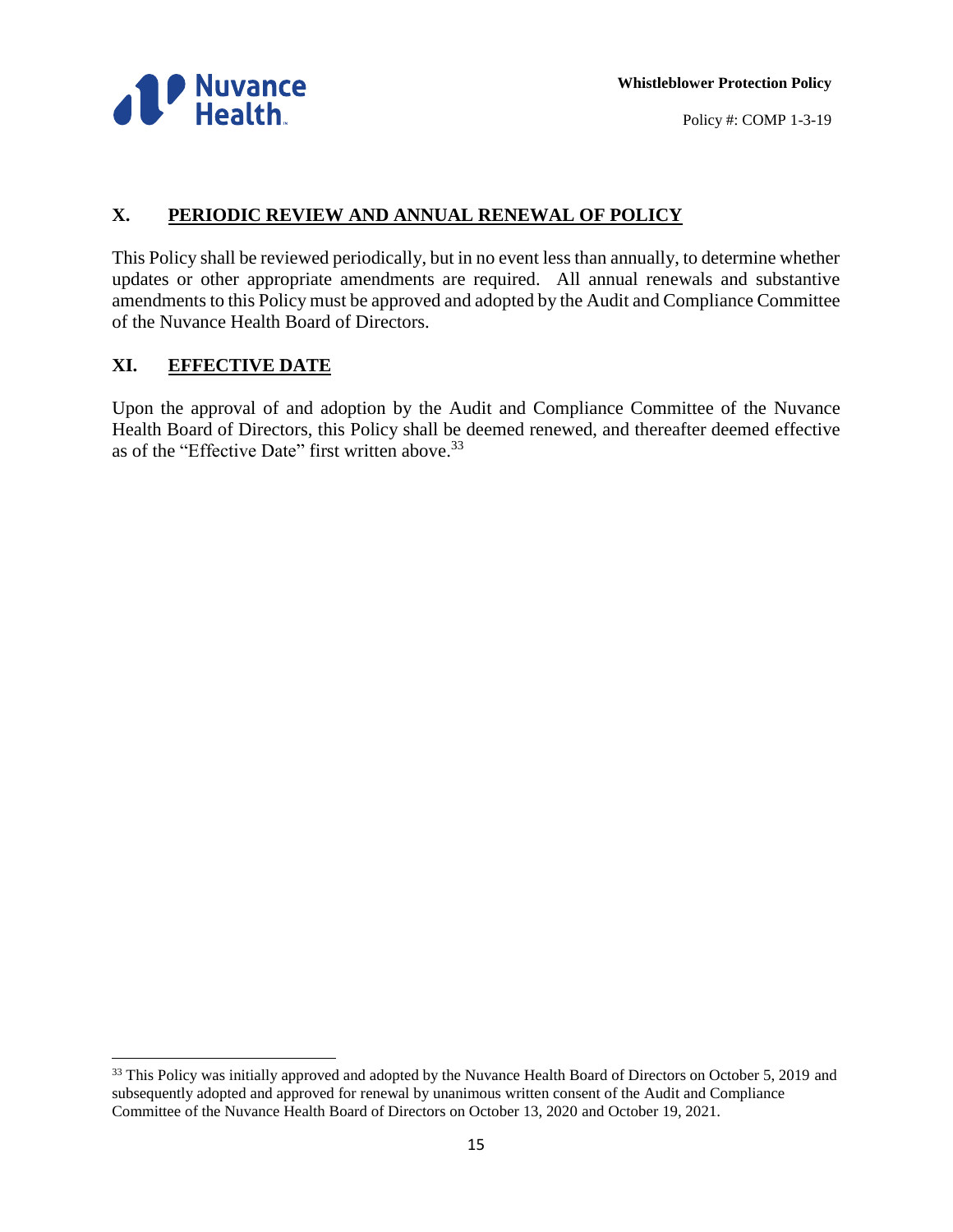## X. PERIODIC REVIEW AND ANNUAL RENEWAL OF POLICY

This Policy shall be reviewed periodically, but in no event less than annually, to determine whether updates or other appropriate amendments are required. All annual renewals and substantive amendments to this Policy must be approved and adopted by the Audit and Compliance Committee of the Nuvance Health Board of Directors.

## XI. EFFECTIVE DATE

Upon the approval of and adoption by the Audit and Compliance Committee of the Nuvance Health Board of Directors, this Policy shall be deemed renewed, and thereafter deemed effective as of the "Effective Date" first written above.[33]

---

[33] This Policy was initially approved and adopted by the Nuvance Health Board of Directors on October 5, 2019 and subsequently adopted and approved for renewal by unanimous written consent of the Audit and Compliance Committee of the Nuvance Health Board of Directors on October 13, 2020 and October 19, 2021.